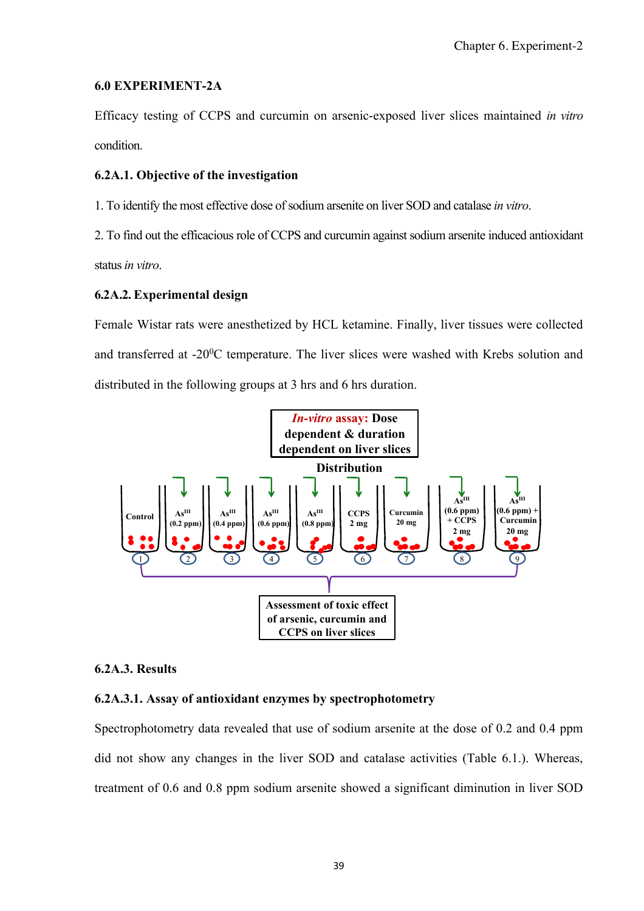## 6.0 EXPERIMENT-2A

Efficacy testing of CCPS and curcumin on arsenic-exposed liver slices maintained *in vitro* condition.

### 6.2A.1. Objective of the investigation

1. To identify the most effective dose of sodium arsenite on liver SOD and catalase *in vitro*.

2. To find out the efficacious role of CCPS and curcumin against sodium arsenite induced antioxidant status *in vitro*.

### 6.2A.2. Experimental design

Female Wistar rats were anesthetized by HCL ketamine. Finally, liver tissues were collected and transferred at -20$^{0}$C temperature. The liver slices were washed with Krebs solution and distributed in the following groups at 3 hrs and 6 hrs duration.

### 6.2A.3. Results

#### 6.2A.3.1. Assay of antioxidant enzymes by spectrophotometry

Spectrophotometry data revealed that use of sodium arsenite at the dose of 0.2 and 0.4 ppm did not show any changes in the liver SOD and catalase activities (Table 6.1.). Whereas, treatment of 0.6 and 0.8 ppm sodium arsenite showed a significant diminution in liver SOD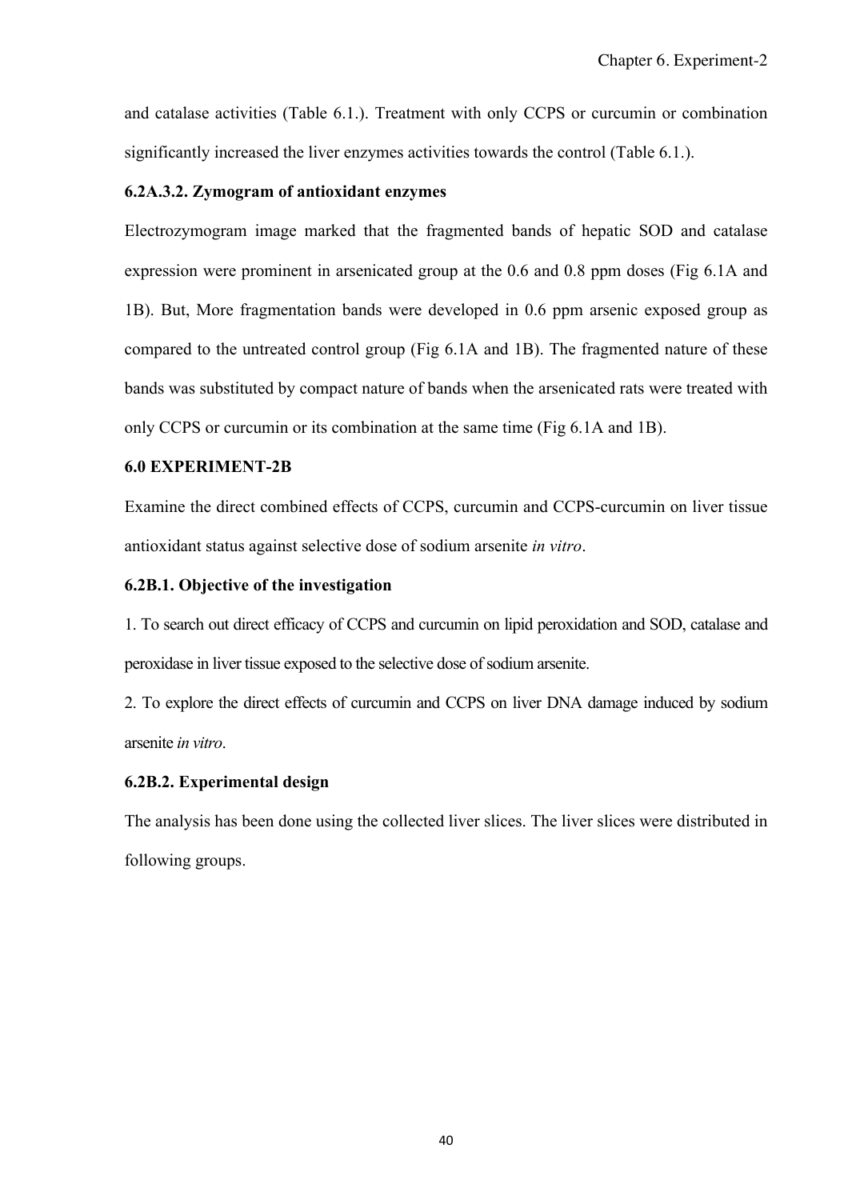and catalase activities (Table 6.1.). Treatment with only CCPS or curcumin or combination significantly increased the liver enzymes activities towards the control (Table 6.1.).

### 6.2A.3.2. Zymogram of antioxidant enzymes

Electrozymogram image marked that the fragmented bands of hepatic SOD and catalase expression were prominent in arsenicated group at the 0.6 and 0.8 ppm doses (Fig 6.1A and 1B). But, More fragmentation bands were developed in 0.6 ppm arsenic exposed group as compared to the untreated control group (Fig 6.1A and 1B). The fragmented nature of these bands was substituted by compact nature of bands when the arsenicated rats were treated with only CCPS or curcumin or its combination at the same time (Fig 6.1A and 1B).

## 6.0 EXPERIMENT-2B

Examine the direct combined effects of CCPS, curcumin and CCPS-curcumin on liver tissue antioxidant status against selective dose of sodium arsenite *in vitro*.

### 6.2B.1. Objective of the investigation

1. To search out direct efficacy of CCPS and curcumin on lipid peroxidation and SOD, catalase and peroxidase in liver tissue exposed to the selective dose of sodium arsenite.

2. To explore the direct effects of curcumin and CCPS on liver DNA damage induced by sodium arsenite *in vitro*.

### 6.2B.2. Experimental design

The analysis has been done using the collected liver slices. The liver slices were distributed in following groups.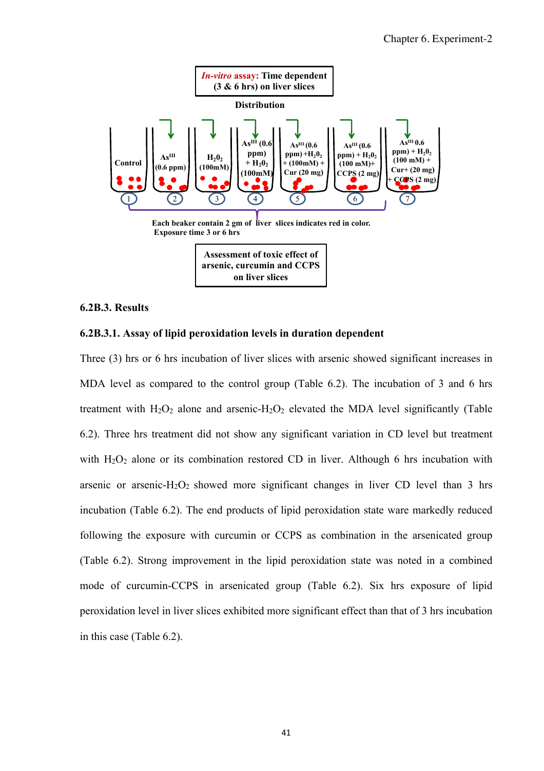**In-vitro assay: Time dependent (3 & 6 hrs) on liver slices**

**Distribution**

| 1 | 2 | 3 | 4 | 5 | 6 | 7 |
|---|---|---|---|---|---|---|
| Control | $As^{III}$ (0.6 ppm) | $H_2O_2$ (100mM) | $As^{III}$ (0.6 ppm) + $H_2O_2$ (100mM) | $As^{III}$ (0.6 ppm) + $H_2O_2$ + (100mM) + Cur (20 mg) | $As^{III}$ (0.6 ppm) + $H_2O_2$ (100 mM)+ CCPS (2 mg) | $As^{III}$ 0.6 ppm) + $H_2O_2$ (100 mM) + Cur+ (20 mg) + CCPS (2 mg) |

**Each beaker contain 2 gm of liver slices indicates red in color. Exposure time 3 or 6 hrs**

**Assessment of toxic effect of arsenic, curcumin and CCPS on liver slices**

### 6.2B.3. Results

#### 6.2B.3.1. Assay of lipid peroxidation levels in duration dependent

Three (3) hrs or 6 hrs incubation of liver slices with arsenic showed significant increases in MDA level as compared to the control group (Table 6.2). The incubation of 3 and 6 hrs treatment with $H_2O_2$ alone and arsenic-$H_2O_2$ elevated the MDA level significantly (Table 6.2). Three hrs treatment did not show any significant variation in CD level but treatment with $H_2O_2$ alone or its combination restored CD in liver. Although 6 hrs incubation with arsenic or arsenic-$H_2O_2$ showed more significant changes in liver CD level than 3 hrs incubation (Table 6.2). The end products of lipid peroxidation state ware markedly reduced following the exposure with curcumin or CCPS as combination in the arsenicated group (Table 6.2). Strong improvement in the lipid peroxidation state was noted in a combined mode of curcumin-CCPS in arsenicated group (Table 6.2). Six hrs exposure of lipid peroxidation level in liver slices exhibited more significant effect than that of 3 hrs incubation in this case (Table 6.2).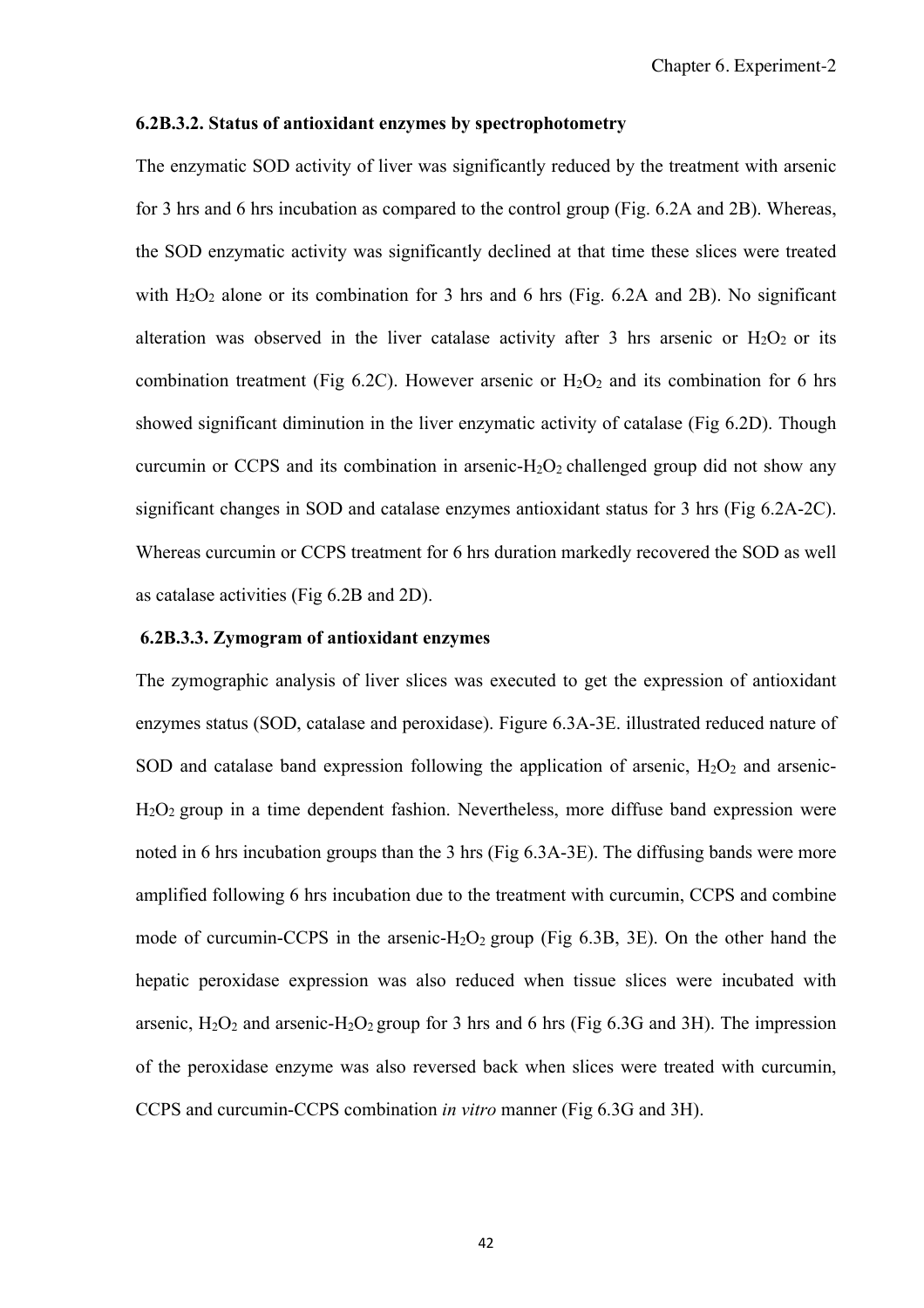### 6.2B.3.2. Status of antioxidant enzymes by spectrophotometry

The enzymatic SOD activity of liver was significantly reduced by the treatment with arsenic for 3 hrs and 6 hrs incubation as compared to the control group (Fig. 6.2A and 2B). Whereas, the SOD enzymatic activity was significantly declined at that time these slices were treated with $H_2O_2$ alone or its combination for 3 hrs and 6 hrs (Fig. 6.2A and 2B). No significant alteration was observed in the liver catalase activity after 3 hrs arsenic or $H_2O_2$ or its combination treatment (Fig 6.2C). However arsenic or $H_2O_2$ and its combination for 6 hrs showed significant diminution in the liver enzymatic activity of catalase (Fig 6.2D). Though curcumin or CCPS and its combination in arsenic-$H_2O_2$ challenged group did not show any significant changes in SOD and catalase enzymes antioxidant status for 3 hrs (Fig 6.2A-2C). Whereas curcumin or CCPS treatment for 6 hrs duration markedly recovered the SOD as well as catalase activities (Fig 6.2B and 2D).

### 6.2B.3.3. Zymogram of antioxidant enzymes

The zymographic analysis of liver slices was executed to get the expression of antioxidant enzymes status (SOD, catalase and peroxidase). Figure 6.3A-3E. illustrated reduced nature of SOD and catalase band expression following the application of arsenic, $H_2O_2$ and arsenic-$H_2O_2$ group in a time dependent fashion. Nevertheless, more diffuse band expression were noted in 6 hrs incubation groups than the 3 hrs (Fig 6.3A-3E). The diffusing bands were more amplified following 6 hrs incubation due to the treatment with curcumin, CCPS and combine mode of curcumin-CCPS in the arsenic-$H_2O_2$ group (Fig 6.3B, 3E). On the other hand the hepatic peroxidase expression was also reduced when tissue slices were incubated with arsenic, $H_2O_2$ and arsenic-$H_2O_2$ group for 3 hrs and 6 hrs (Fig 6.3G and 3H). The impression of the peroxidase enzyme was also reversed back when slices were treated with curcumin, CCPS and curcumin-CCPS combination *in vitro* manner (Fig 6.3G and 3H).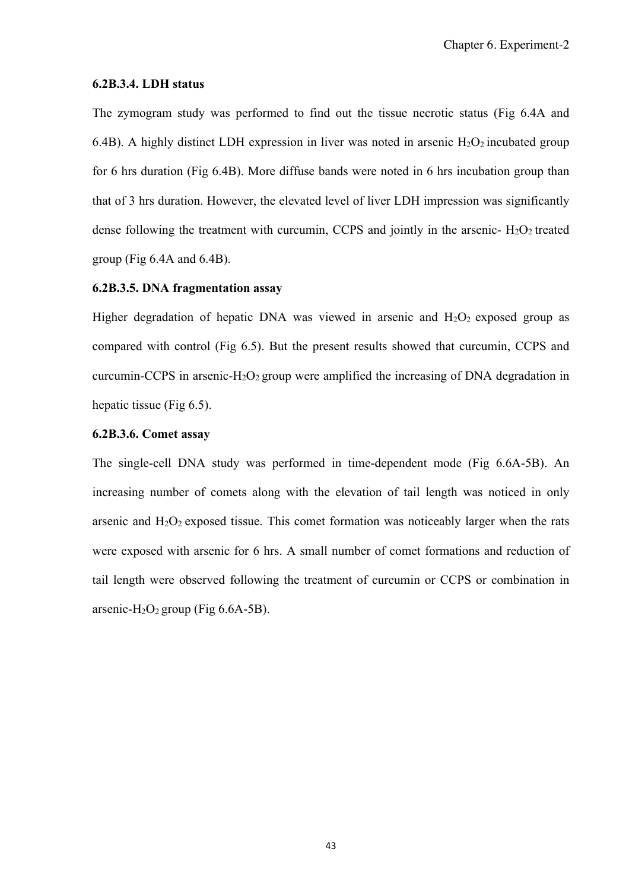#### 6.2B.3.4. LDH status

The zymogram study was performed to find out the tissue necrotic status (Fig 6.4A and 6.4B). A highly distinct LDH expression in liver was noted in arsenic $H_2O_2$ incubated group for 6 hrs duration (Fig 6.4B). More diffuse bands were noted in 6 hrs incubation group than that of 3 hrs duration. However, the elevated level of liver LDH impression was significantly dense following the treatment with curcumin, CCPS and jointly in the arsenic- $H_2O_2$ treated group (Fig 6.4A and 6.4B).

#### 6.2B.3.5. DNA fragmentation assay

Higher degradation of hepatic DNA was viewed in arsenic and $H_2O_2$ exposed group as compared with control (Fig 6.5). But the present results showed that curcumin, CCPS and curcumin-CCPS in arsenic-$H_2O_2$ group were amplified the increasing of DNA degradation in hepatic tissue (Fig 6.5).

#### 6.2B.3.6. Comet assay

The single-cell DNA study was performed in time-dependent mode (Fig 6.6A-5B). An increasing number of comets along with the elevation of tail length was noticed in only arsenic and $H_2O_2$ exposed tissue. This comet formation was noticeably larger when the rats were exposed with arsenic for 6 hrs. A small number of comet formations and reduction of tail length were observed following the treatment of curcumin or CCPS or combination in arsenic-$H_2O_2$ group (Fig 6.6A-5B).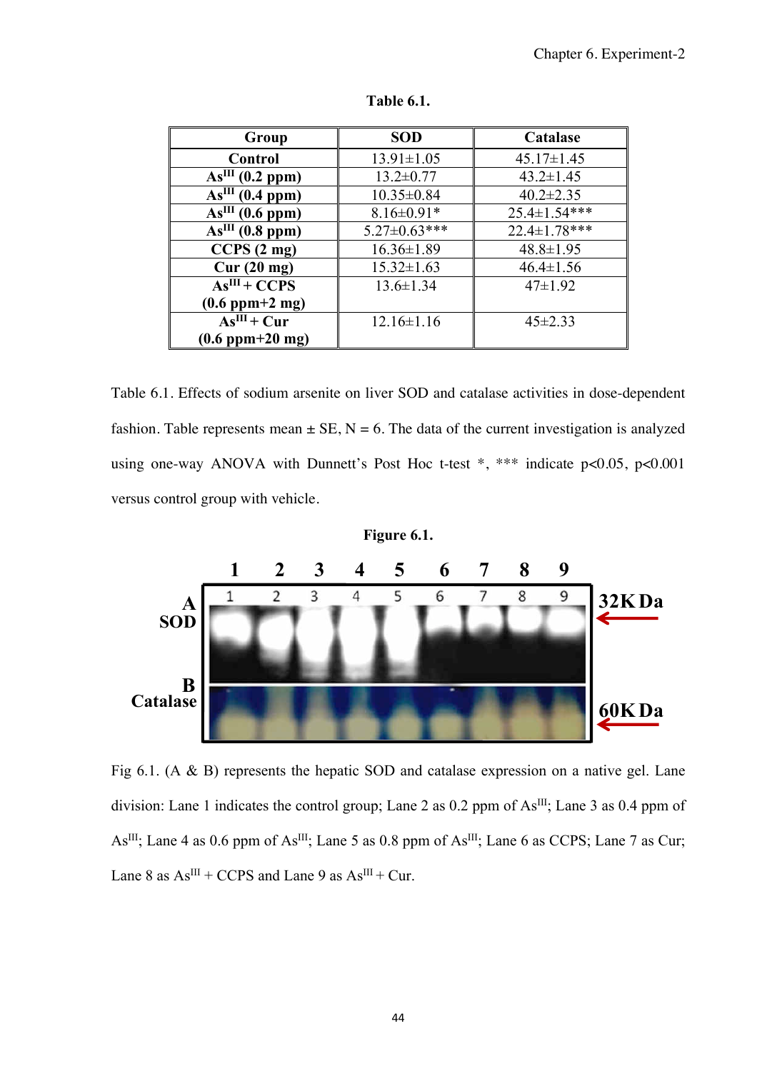**Table 6.1.**

| Group | SOD | Catalase |
|---|---|---|
| Control | 13.91±1.05 | 45.17±1.45 |
| $As^{III}$ (0.2 ppm) | 13.2±0.77 | 43.2±1.45 |
| $As^{III}$ (0.4 ppm) | 10.35±0.84 | 40.2±2.35 |
| $As^{III}$ (0.6 ppm) | 8.16±0.91* | 25.4±1.54*** |
| $As^{III}$ (0.8 ppm) | 5.27±0.63*** | 22.4±1.78*** |
| CCPS (2 mg) | 16.36±1.89 | 48.8±1.95 |
| Cur (20 mg) | 15.32±1.63 | 46.4±1.56 |
| $As^{III}$ + CCPS (0.6 ppm+2 mg) | 13.6±1.34 | 47±1.92 |
| $As^{III}$ + Cur (0.6 ppm+20 mg) | 12.16±1.16 | 45±2.33 |

Table 6.1. Effects of sodium arsenite on liver SOD and catalase activities in dose-dependent fashion. Table represents mean ± SE, N = 6. The data of the current investigation is analyzed using one-way ANOVA with Dunnett's Post Hoc t-test *, *** indicate $p<0.05$, $p<0.001$ versus control group with vehicle.

**Figure 6.1.**

Fig 6.1. (A & B) represents the hepatic SOD and catalase expression on a native gel. Lane division: Lane 1 indicates the control group; Lane 2 as 0.2 ppm of $As^{III}$; Lane 3 as 0.4 ppm of $As^{III}$; Lane 4 as 0.6 ppm of $As^{III}$; Lane 5 as 0.8 ppm of $As^{III}$; Lane 6 as CCPS; Lane 7 as Cur; Lane 8 as $As^{III}$ + CCPS and Lane 9 as $As^{III}$ + Cur.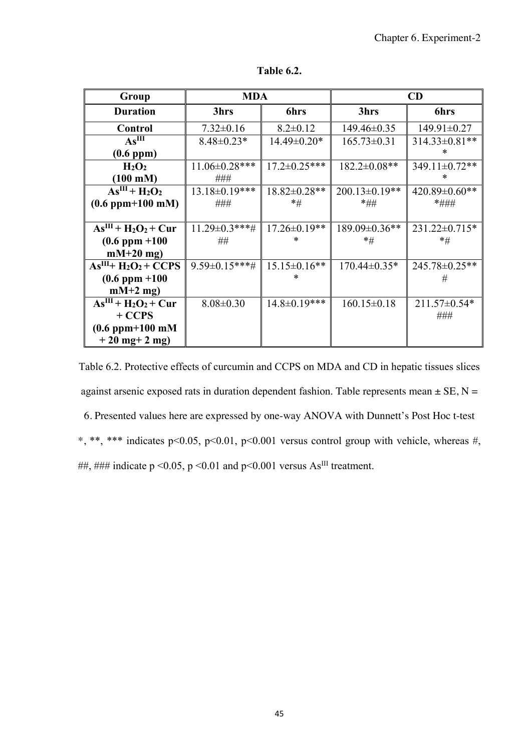**Table 6.2.**

| Group | MDA | | CD | |
|---|---|---|---|---|
| **Duration** | **3hrs** | **6hrs** | **3hrs** | **6hrs** |
| **Control** | 7.32±0.16 | 8.2±0.12 | 149.46±0.35 | 149.91±0.27 |
| **$As^{III}$ (0.6 ppm)** | 8.48±0.23* | 14.49±0.20* | 165.73±0.31 | 314.33±0.81*** |
| **$H_2O_2$ (100 mM)** | 11.06±0.28***### | 17.2±0.25*** | 182.2±0.08** | 349.11±0.72*** |
| **$As^{III}$ + $H_2O_2$ (0.6 ppm+100 mM)** | 13.18±0.19***### | 18.82±0.28***# | 200.13±0.19***## | 420.89±0.60***### |
| **$As^{III}$ + $H_2O_2$ + Cur (0.6 ppm +100 mM+20 mg)** | 11.29±0.3***### | 17.26±0.19*** | 189.09±0.36***# | 231.22±0.715**# |
| **$As^{III}$+ $H_2O_2$ + CCPS (0.6 ppm +100 mM+2 mg)** | 9.59±0.15***# | 15.15±0.16*** | 170.44±0.35* | 245.78±0.25**# |
| **$As^{III}$ + $H_2O_2$ + Cur + CCPS (0.6 ppm+100 mM + 20 mg+ 2 mg)** | 8.08±0.30 | 14.8±0.19*** | 160.15±0.18 | 211.57±0.54*### |

Table 6.2. Protective effects of curcumin and CCPS on MDA and CD in hepatic tissues slices against arsenic exposed rats in duration dependent fashion. Table represents mean ± SE, N = 6. Presented values here are expressed by one-way ANOVA with Dunnett's Post Hoc t-test *, **, *** indicates $p<0.05$, $p<0.01$, $p<0.001$ versus control group with vehicle, whereas #, ##, ### indicate $p <0.05$, $p <0.01$ and $p<0.001$ versus $As^{III}$ treatment.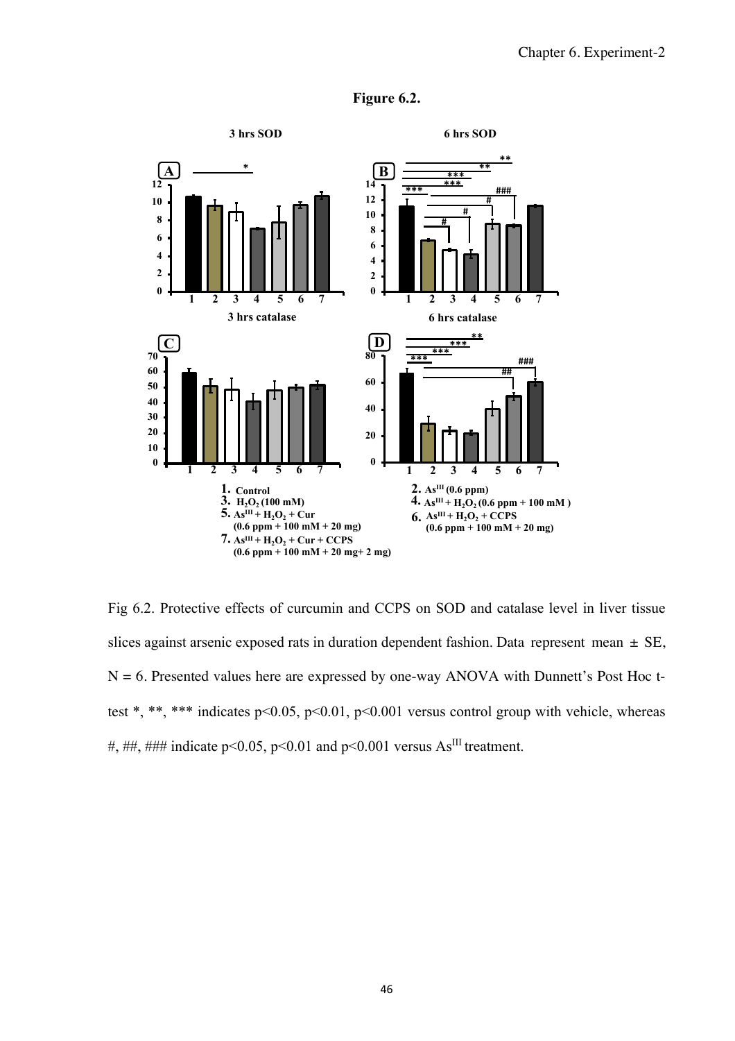**Figure 6.2.**

Fig 6.2. Protective effects of curcumin and CCPS on SOD and catalase level in liver tissue slices against arsenic exposed rats in duration dependent fashion. Data represent mean ± SE, N = 6. Presented values here are expressed by one-way ANOVA with Dunnett's Post Hoc t-test *, **, *** indicates $p<0.05$, $p<0.01$, $p<0.001$ versus control group with vehicle, whereas #, ##, ### indicate $p<0.05$, $p<0.01$ and $p<0.001$ versus $As^{III}$ treatment.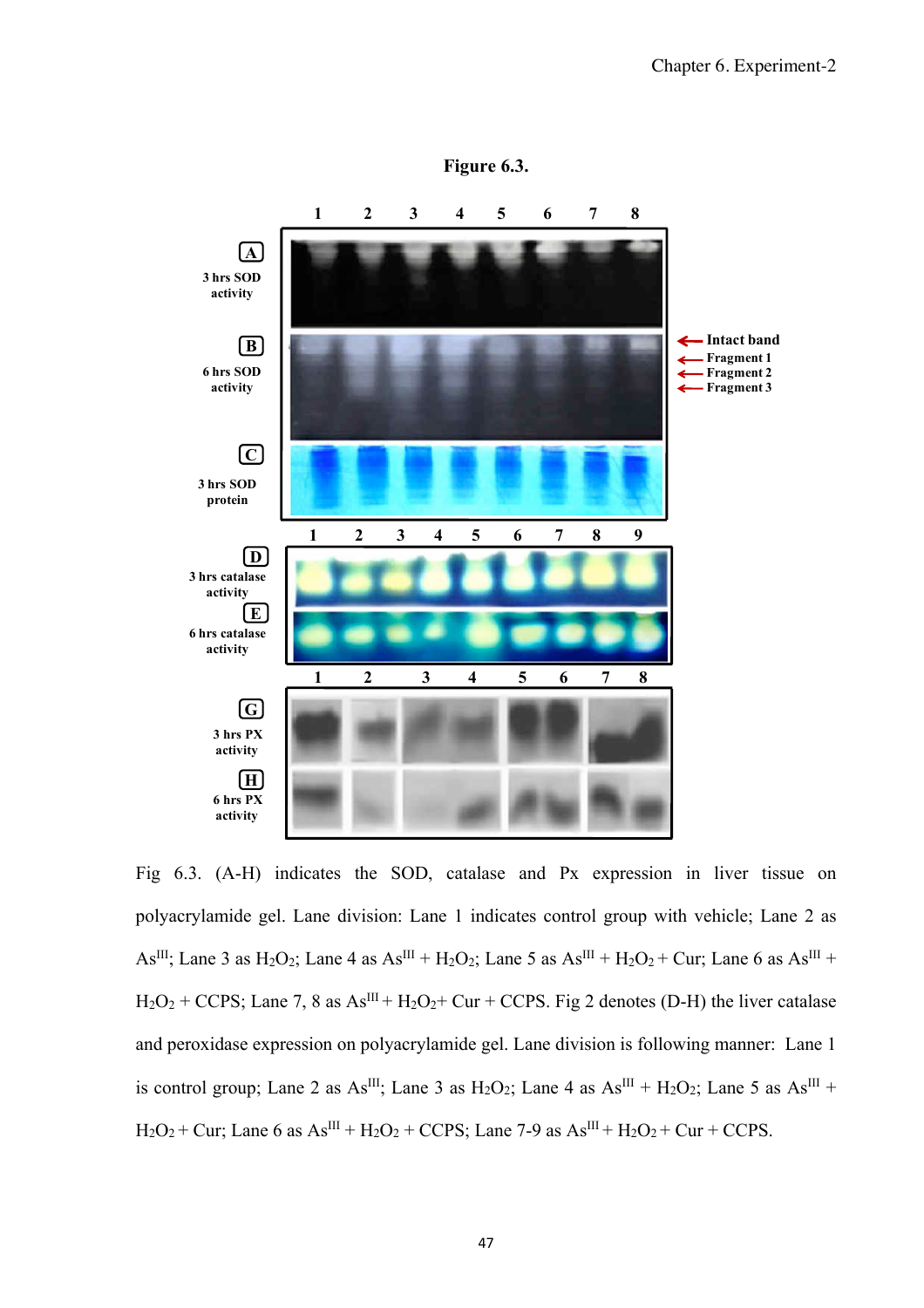**Figure 6.3.**

Fig 6.3. (A-H) indicates the SOD, catalase and Px expression in liver tissue on polyacrylamide gel. Lane division: Lane 1 indicates control group with vehicle; Lane 2 as $As^{III}$; Lane 3 as $H_2O_2$; Lane 4 as $As^{III}$ + $H_2O_2$; Lane 5 as $As^{III}$ + $H_2O_2$ + Cur; Lane 6 as $As^{III}$ + $H_2O_2$ + CCPS; Lane 7, 8 as $As^{III}$ + $H_2O_2$+ Cur + CCPS. Fig 2 denotes (D-H) the liver catalase and peroxidase expression on polyacrylamide gel. Lane division is following manner: Lane 1 is control group; Lane 2 as $As^{III}$; Lane 3 as $H_2O_2$; Lane 4 as $As^{III}$ + $H_2O_2$; Lane 5 as $As^{III}$ + $H_2O_2$ + Cur; Lane 6 as $As^{III}$ + $H_2O_2$ + CCPS; Lane 7-9 as $As^{III}$ + $H_2O_2$ + Cur + CCPS.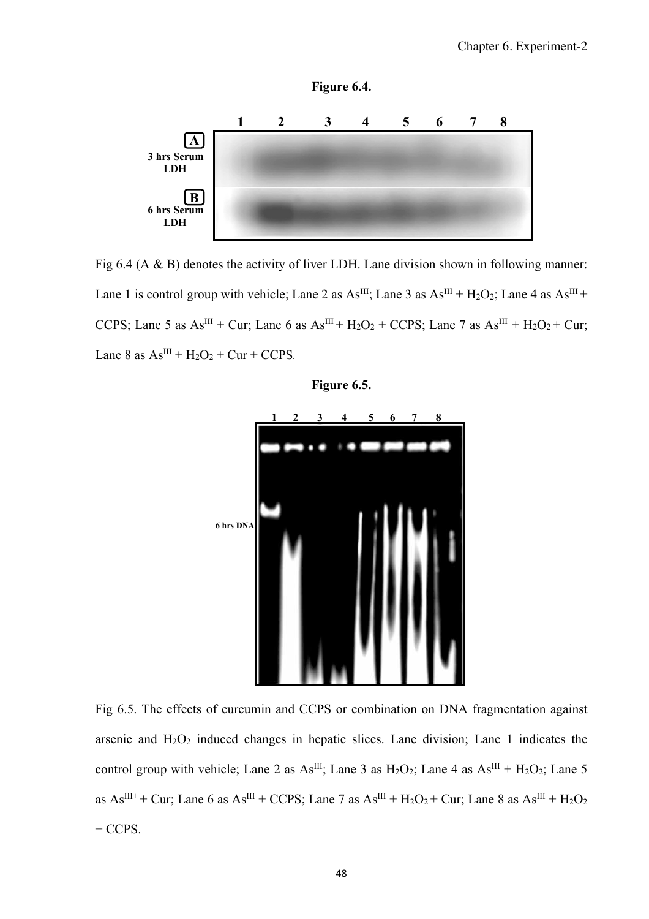**Figure 6.4.**

Fig 6.4 (A & B) denotes the activity of liver LDH. Lane division shown in following manner: Lane 1 is control group with vehicle; Lane 2 as $As^{III}$; Lane 3 as $As^{III}$ + $H_2O_2$; Lane 4 as $As^{III}$ + CCPS; Lane 5 as $As^{III}$ + Cur; Lane 6 as $As^{III}$ + $H_2O_2$ + CCPS; Lane 7 as $As^{III}$ + $H_2O_2$ + Cur; Lane 8 as $As^{III}$ + $H_2O_2$ + Cur + CCPS.

**Figure 6.5.**

Fig 6.5. The effects of curcumin and CCPS or combination on DNA fragmentation against arsenic and $H_2O_2$ induced changes in hepatic slices. Lane division; Lane 1 indicates the control group with vehicle; Lane 2 as $As^{III}$; Lane 3 as $H_2O_2$; Lane 4 as $As^{III}$ + $H_2O_2$; Lane 5 as $As^{III+}$ + Cur; Lane 6 as $As^{III}$ + CCPS; Lane 7 as $As^{III}$ + $H_2O_2$ + Cur; Lane 8 as $As^{III}$ + $H_2O_2$ + CCPS.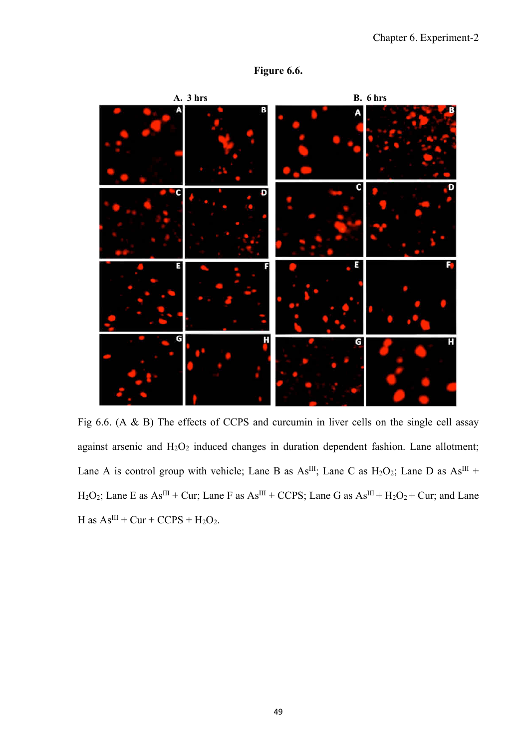**Figure 6.6.**

Fig 6.6. (A & B) The effects of CCPS and curcumin in liver cells on the single cell assay against arsenic and $H_2O_2$ induced changes in duration dependent fashion. Lane allotment; Lane A is control group with vehicle; Lane B as $As^{III}$; Lane C as $H_2O_2$; Lane D as $As^{III}$ + $H_2O_2$; Lane E as $As^{III}$ + Cur; Lane F as $As^{III}$ + CCPS; Lane G as $As^{III}$ + $H_2O_2$ + Cur; and Lane H as $As^{III}$ + Cur + CCPS + $H_2O_2$.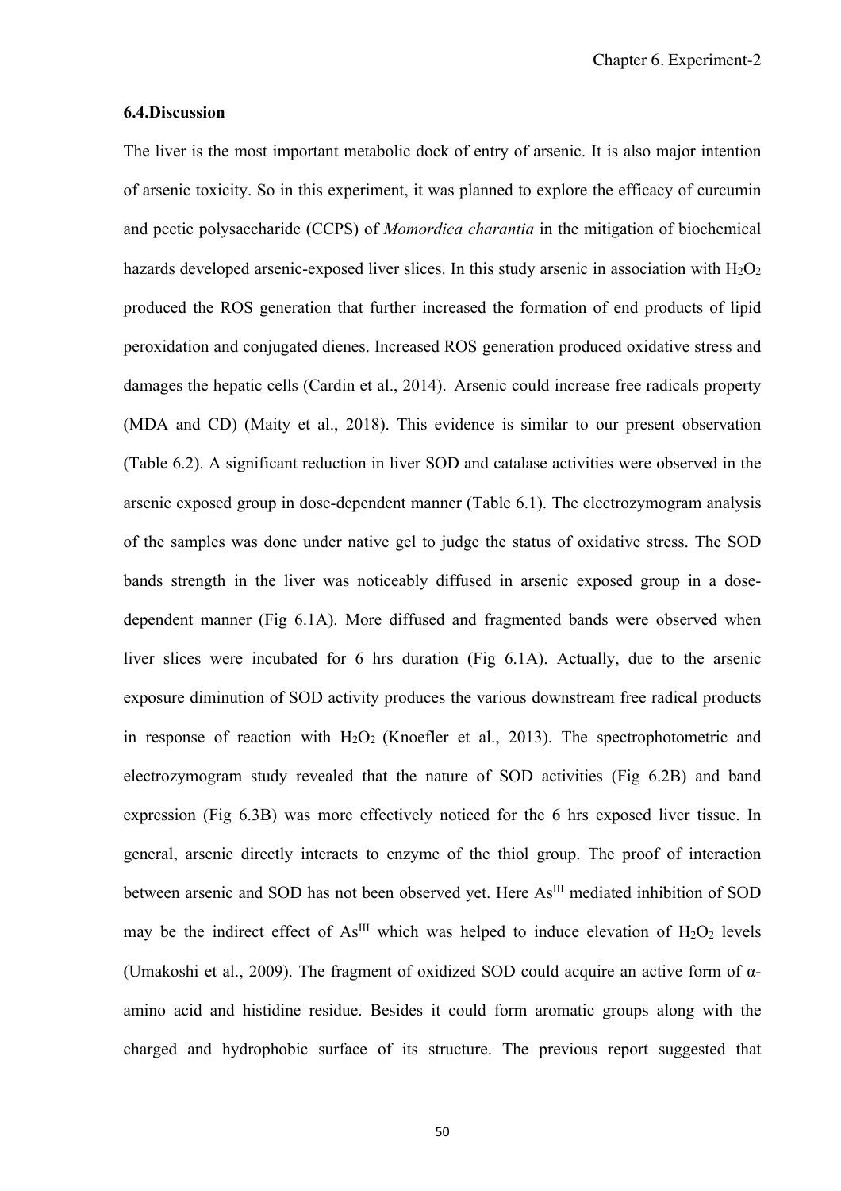### 6.4.Discussion

The liver is the most important metabolic dock of entry of arsenic. It is also major intention of arsenic toxicity. So in this experiment, it was planned to explore the efficacy of curcumin and pectic polysaccharide (CCPS) of *Momordica charantia* in the mitigation of biochemical hazards developed arsenic-exposed liver slices. In this study arsenic in association with $H_2O_2$ produced the ROS generation that further increased the formation of end products of lipid peroxidation and conjugated dienes. Increased ROS generation produced oxidative stress and damages the hepatic cells (Cardin et al., 2014). Arsenic could increase free radicals property (MDA and CD) (Maity et al., 2018). This evidence is similar to our present observation (Table 6.2). A significant reduction in liver SOD and catalase activities were observed in the arsenic exposed group in dose-dependent manner (Table 6.1). The electrozymogram analysis of the samples was done under native gel to judge the status of oxidative stress. The SOD bands strength in the liver was noticeably diffused in arsenic exposed group in a dose-dependent manner (Fig 6.1A). More diffused and fragmented bands were observed when liver slices were incubated for 6 hrs duration (Fig 6.1A). Actually, due to the arsenic exposure diminution of SOD activity produces the various downstream free radical products in response of reaction with $H_2O_2$ (Knoefler et al., 2013). The spectrophotometric and electrozymogram study revealed that the nature of SOD activities (Fig 6.2B) and band expression (Fig 6.3B) was more effectively noticed for the 6 hrs exposed liver tissue. In general, arsenic directly interacts to enzyme of the thiol group. The proof of interaction between arsenic and SOD has not been observed yet. Here $As^{III}$ mediated inhibition of SOD may be the indirect effect of $As^{III}$ which was helped to induce elevation of $H_2O_2$ levels (Umakoshi et al., 2009). The fragment of oxidized SOD could acquire an active form of α-amino acid and histidine residue. Besides it could form aromatic groups along with the charged and hydrophobic surface of its structure. The previous report suggested that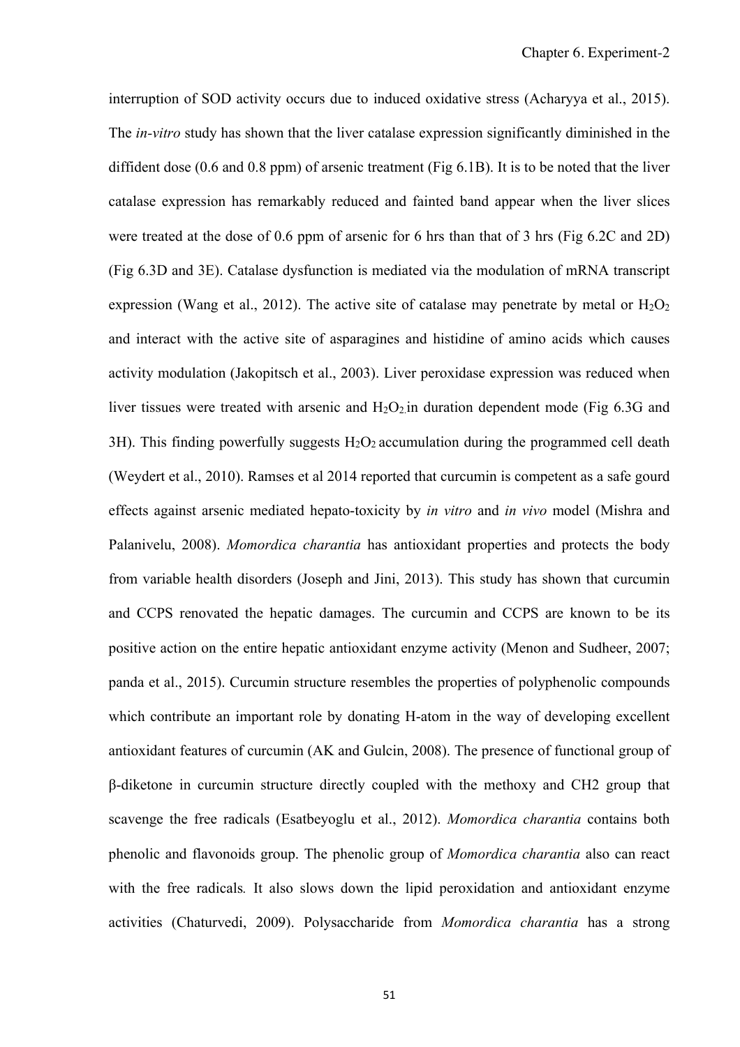interruption of SOD activity occurs due to induced oxidative stress (Acharyya et al., 2015). The *in-vitro* study has shown that the liver catalase expression significantly diminished in the diffident dose (0.6 and 0.8 ppm) of arsenic treatment (Fig 6.1B). It is to be noted that the liver catalase expression has remarkably reduced and fainted band appear when the liver slices were treated at the dose of 0.6 ppm of arsenic for 6 hrs than that of 3 hrs (Fig 6.2C and 2D) (Fig 6.3D and 3E). Catalase dysfunction is mediated via the modulation of mRNA transcript expression (Wang et al., 2012). The active site of catalase may penetrate by metal or $H_2O_2$ and interact with the active site of asparagines and histidine of amino acids which causes activity modulation (Jakopitsch et al., 2003). Liver peroxidase expression was reduced when liver tissues were treated with arsenic and $H_2O_2$ in duration dependent mode (Fig 6.3G and 3H). This finding powerfully suggests $H_2O_2$ accumulation during the programmed cell death (Weydert et al., 2010). Ramses et al 2014 reported that curcumin is competent as a safe gourd effects against arsenic mediated hepato-toxicity by *in vitro* and *in vivo* model (Mishra and Palanivelu, 2008). *Momordica charantia* has antioxidant properties and protects the body from variable health disorders (Joseph and Jini, 2013). This study has shown that curcumin and CCPS renovated the hepatic damages. The curcumin and CCPS are known to be its positive action on the entire hepatic antioxidant enzyme activity (Menon and Sudheer, 2007; panda et al., 2015). Curcumin structure resembles the properties of polyphenolic compounds which contribute an important role by donating H-atom in the way of developing excellent antioxidant features of curcumin (AK and Gulcin, 2008). The presence of functional group of β-diketone in curcumin structure directly coupled with the methoxy and CH2 group that scavenge the free radicals (Esatbeyoglu et al., 2012). *Momordica charantia* contains both phenolic and flavonoids group. The phenolic group of *Momordica charantia* also can react with the free radicals. It also slows down the lipid peroxidation and antioxidant enzyme activities (Chaturvedi, 2009). Polysaccharide from *Momordica charantia* has a strong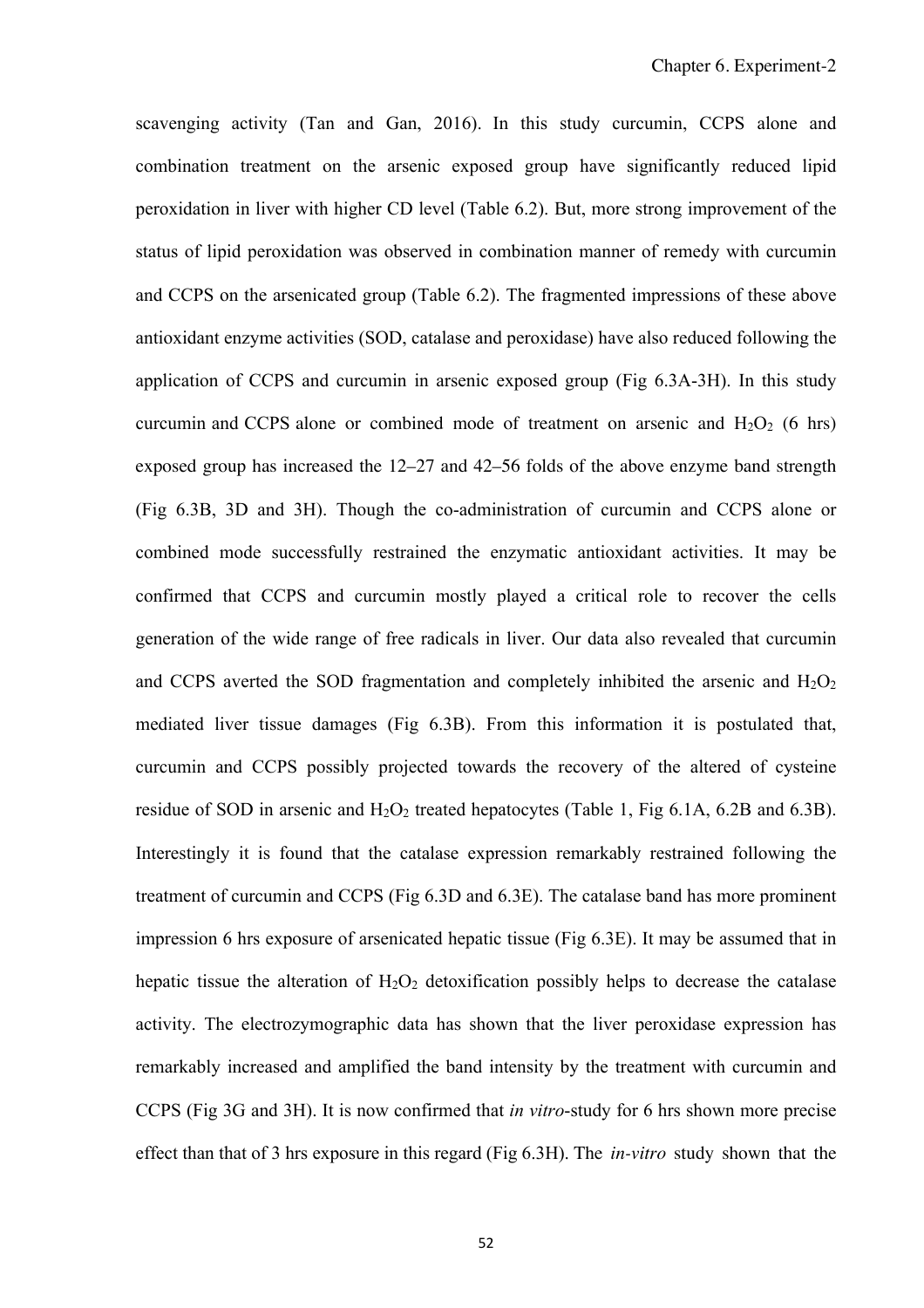scavenging activity (Tan and Gan, 2016). In this study curcumin, CCPS alone and combination treatment on the arsenic exposed group have significantly reduced lipid peroxidation in liver with higher CD level (Table 6.2). But, more strong improvement of the status of lipid peroxidation was observed in combination manner of remedy with curcumin and CCPS on the arsenicated group (Table 6.2). The fragmented impressions of these above antioxidant enzyme activities (SOD, catalase and peroxidase) have also reduced following the application of CCPS and curcumin in arsenic exposed group (Fig 6.3A-3H). In this study curcumin and CCPS alone or combined mode of treatment on arsenic and $H_2O_2$ (6 hrs) exposed group has increased the 12–27 and 42–56 folds of the above enzyme band strength (Fig 6.3B, 3D and 3H). Though the co-administration of curcumin and CCPS alone or combined mode successfully restrained the enzymatic antioxidant activities. It may be confirmed that CCPS and curcumin mostly played a critical role to recover the cells generation of the wide range of free radicals in liver. Our data also revealed that curcumin and CCPS averted the SOD fragmentation and completely inhibited the arsenic and $H_2O_2$ mediated liver tissue damages (Fig 6.3B). From this information it is postulated that, curcumin and CCPS possibly projected towards the recovery of the altered of cysteine residue of SOD in arsenic and $H_2O_2$ treated hepatocytes (Table 1, Fig 6.1A, 6.2B and 6.3B). Interestingly it is found that the catalase expression remarkably restrained following the treatment of curcumin and CCPS (Fig 6.3D and 6.3E). The catalase band has more prominent impression 6 hrs exposure of arsenicated hepatic tissue (Fig 6.3E). It may be assumed that in hepatic tissue the alteration of $H_2O_2$ detoxification possibly helps to decrease the catalase activity. The electrozymographic data has shown that the liver peroxidase expression has remarkably increased and amplified the band intensity by the treatment with curcumin and CCPS (Fig 3G and 3H). It is now confirmed that *in vitro*-study for 6 hrs shown more precise effect than that of 3 hrs exposure in this regard (Fig 6.3H). The *in-vitro* study shown that the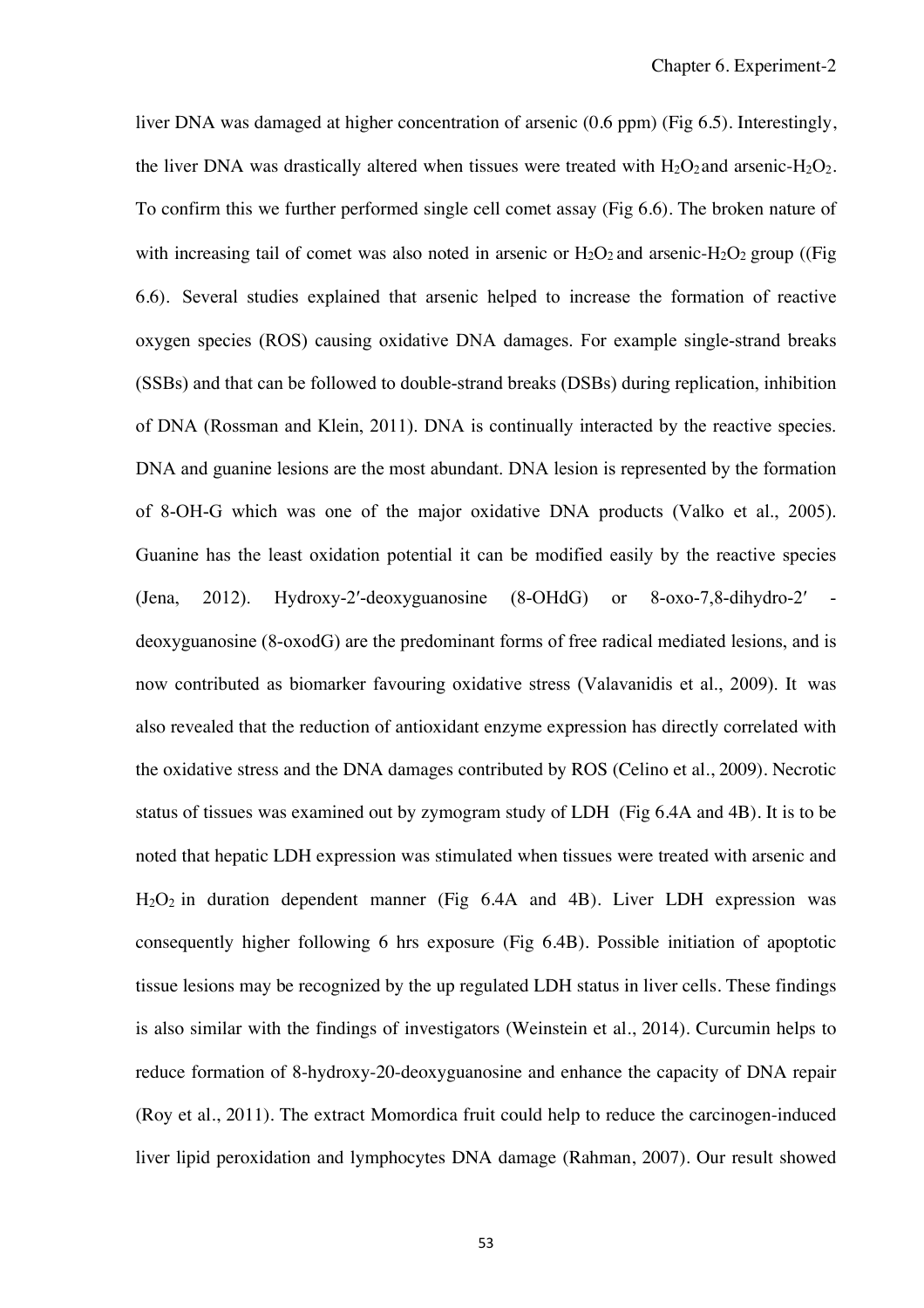liver DNA was damaged at higher concentration of arsenic (0.6 ppm) (Fig 6.5). Interestingly, the liver DNA was drastically altered when tissues were treated with $H_2O_2$ and arsenic-$H_2O_2$. To confirm this we further performed single cell comet assay (Fig 6.6). The broken nature of with increasing tail of comet was also noted in arsenic or $H_2O_2$ and arsenic-$H_2O_2$ group ((Fig 6.6). Several studies explained that arsenic helped to increase the formation of reactive oxygen species (ROS) causing oxidative DNA damages. For example single-strand breaks (SSBs) and that can be followed to double-strand breaks (DSBs) during replication, inhibition of DNA (Rossman and Klein, 2011). DNA is continually interacted by the reactive species. DNA and guanine lesions are the most abundant. DNA lesion is represented by the formation of 8-OH-G which was one of the major oxidative DNA products (Valko et al., 2005). Guanine has the least oxidation potential it can be modified easily by the reactive species (Jena, 2012). Hydroxy-2′-deoxyguanosine (8-OHdG) or 8-oxo-7,8-dihydro-2′ -deoxyguanosine (8-oxodG) are the predominant forms of free radical mediated lesions, and is now contributed as biomarker favouring oxidative stress (Valavanidis et al., 2009). It was also revealed that the reduction of antioxidant enzyme expression has directly correlated with the oxidative stress and the DNA damages contributed by ROS (Celino et al., 2009). Necrotic status of tissues was examined out by zymogram study of LDH (Fig 6.4A and 4B). It is to be noted that hepatic LDH expression was stimulated when tissues were treated with arsenic and $H_2O_2$ in duration dependent manner (Fig 6.4A and 4B). Liver LDH expression was consequently higher following 6 hrs exposure (Fig 6.4B). Possible initiation of apoptotic tissue lesions may be recognized by the up regulated LDH status in liver cells. These findings is also similar with the findings of investigators (Weinstein et al., 2014). Curcumin helps to reduce formation of 8-hydroxy-20-deoxyguanosine and enhance the capacity of DNA repair (Roy et al., 2011). The extract Momordica fruit could help to reduce the carcinogen-induced liver lipid peroxidation and lymphocytes DNA damage (Rahman, 2007). Our result showed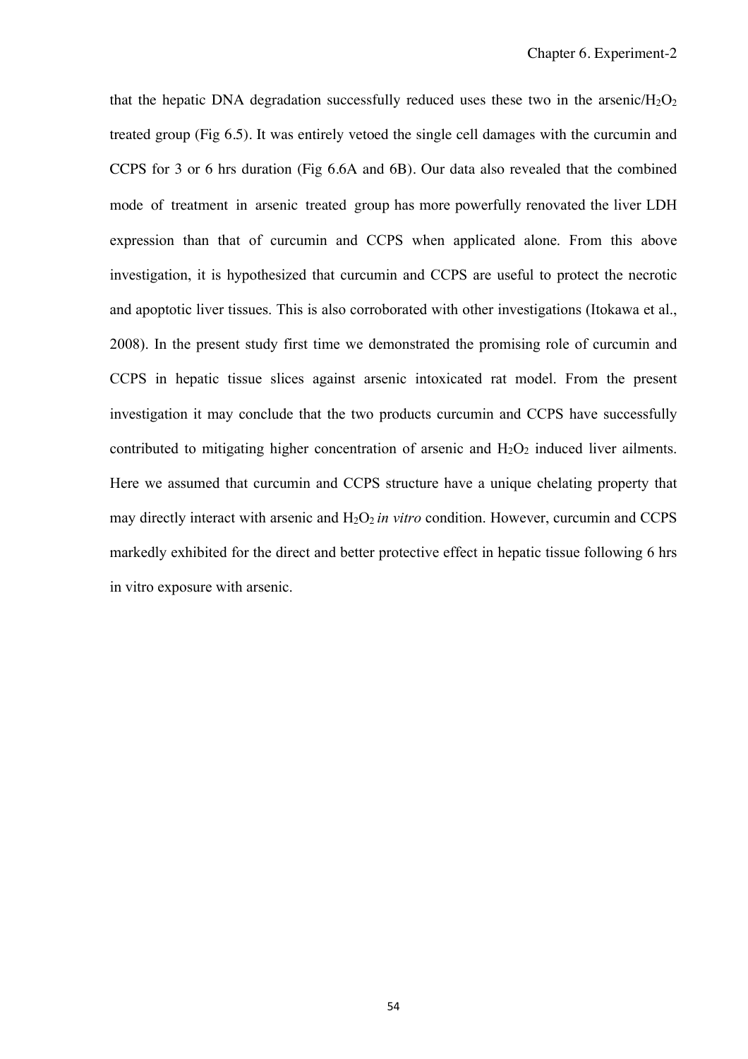that the hepatic DNA degradation successfully reduced uses these two in the arsenic/$H_2O_2$ treated group (Fig 6.5). It was entirely vetoed the single cell damages with the curcumin and CCPS for 3 or 6 hrs duration (Fig 6.6A and 6B). Our data also revealed that the combined mode of treatment in arsenic treated group has more powerfully renovated the liver LDH expression than that of curcumin and CCPS when applicated alone. From this above investigation, it is hypothesized that curcumin and CCPS are useful to protect the necrotic and apoptotic liver tissues. This is also corroborated with other investigations (Itokawa et al., 2008). In the present study first time we demonstrated the promising role of curcumin and CCPS in hepatic tissue slices against arsenic intoxicated rat model. From the present investigation it may conclude that the two products curcumin and CCPS have successfully contributed to mitigating higher concentration of arsenic and $H_2O_2$ induced liver ailments. Here we assumed that curcumin and CCPS structure have a unique chelating property that may directly interact with arsenic and $H_2O_2$ *in vitro* condition. However, curcumin and CCPS markedly exhibited for the direct and better protective effect in hepatic tissue following 6 hrs in vitro exposure with arsenic.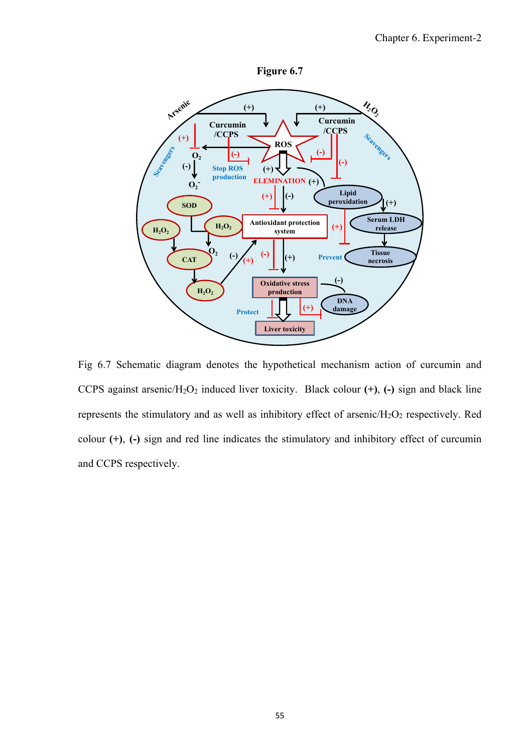**Figure 6.7**

Arsenic

$H_2O_2$

(+)

(+)

Curcumin /CCPS

Curcumin /CCPS

ROS

(+)

(-)

(-)

(-)

$O_2$

(-)

$O_2^-$

Scavengers

Scavengers

Stop ROS production

(+)

ELEMINATION (+)

Lipid peroxidation

(+)

(-)

(+)

SOD

$H_2O_2$

$H_2O_2$

Antioxidant protection system

(+)

Serum LDH release

$O_2$

CAT

(-)

(+)

(-)

(+)

Prevent

Tissue necrosis

$H_2O_2$

Oxidative stress production

(-)

DNA damage

(+)

Protect

Liver toxicity

Fig 6.7 Schematic diagram denotes the hypothetical mechanism action of curcumin and CCPS against arsenic/$H_2O_2$ induced liver toxicity. Black colour **(+)**, **(-)** sign and black line represents the stimulatory and as well as inhibitory effect of arsenic/$H_2O_2$ respectively. Red colour **(+)**, **(-)** sign and red line indicates the stimulatory and inhibitory effect of curcumin and CCPS respectively.